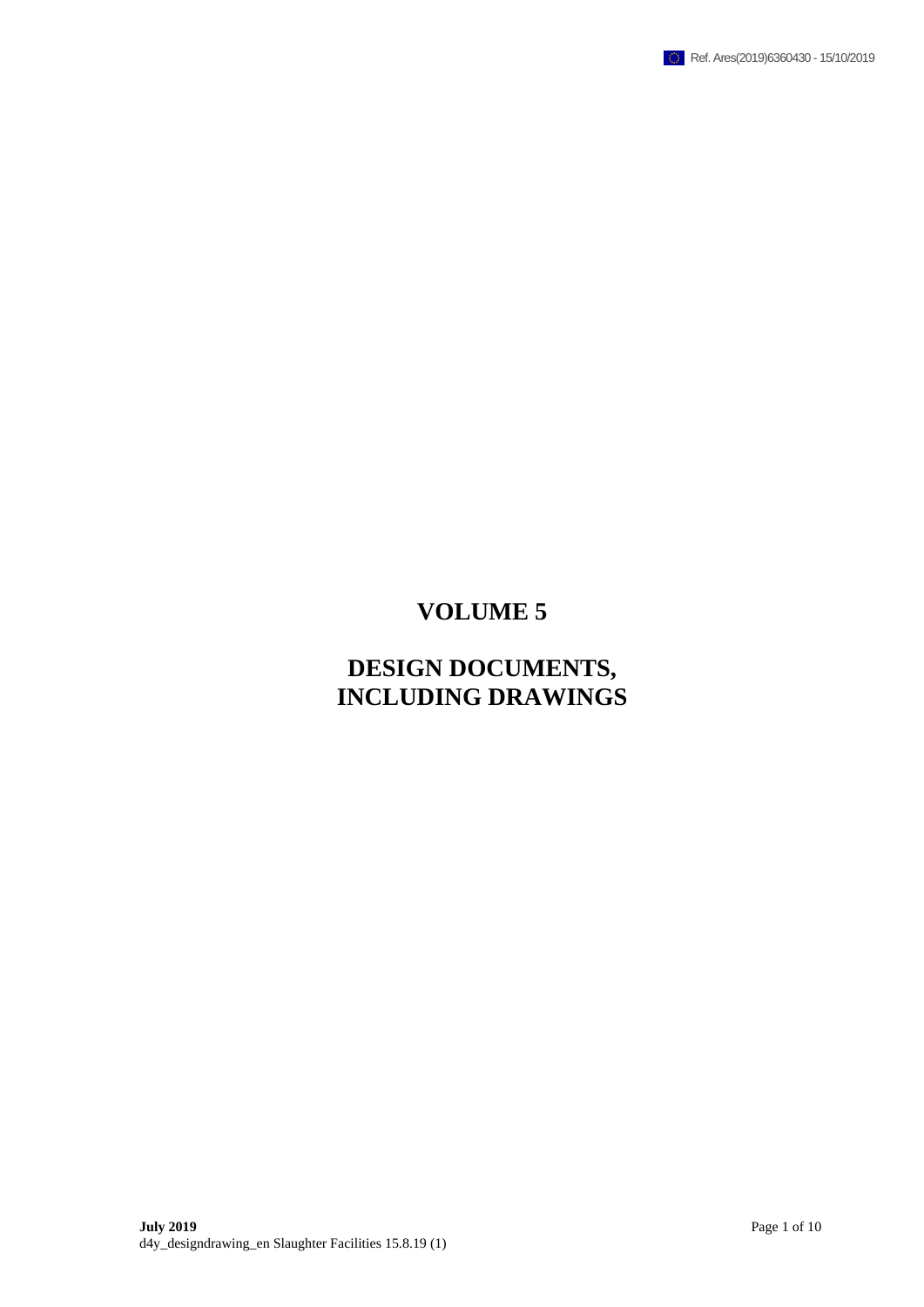# VOLUME 5

# DESIGN DOCUMENTS, INCLUDING DRAWINGS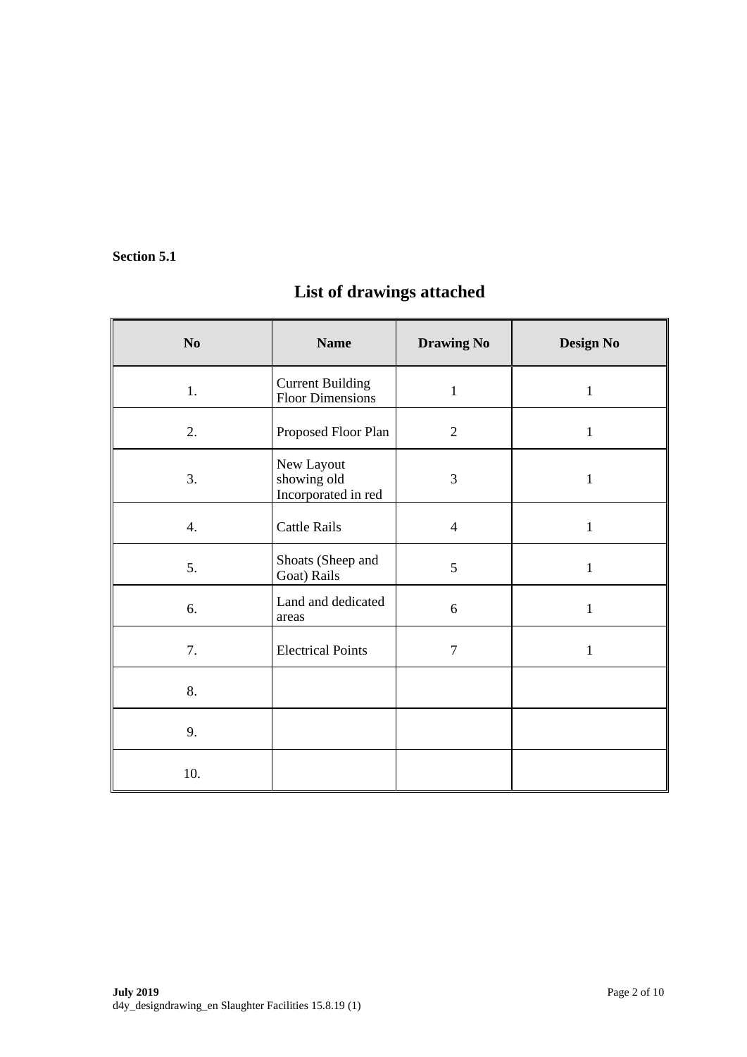**Section 5.1**

## List of drawings attached

| No | Name | Drawing No | Design No |
|---|---|---|---|
| 1. | Current Building Floor Dimensions | 1 | 1 |
| 2. | Proposed Floor Plan | 2 | 1 |
| 3. | New Layout showing old Incorporated in red | 3 | 1 |
| 4. | Cattle Rails | 4 | 1 |
| 5. | Shoats (Sheep and Goat) Rails | 5 | 1 |
| 6. | Land and dedicated areas | 6 | 1 |
| 7. | Electrical Points | 7 | 1 |
| 8. | | | |
| 9. | | | |
| 10. | | | |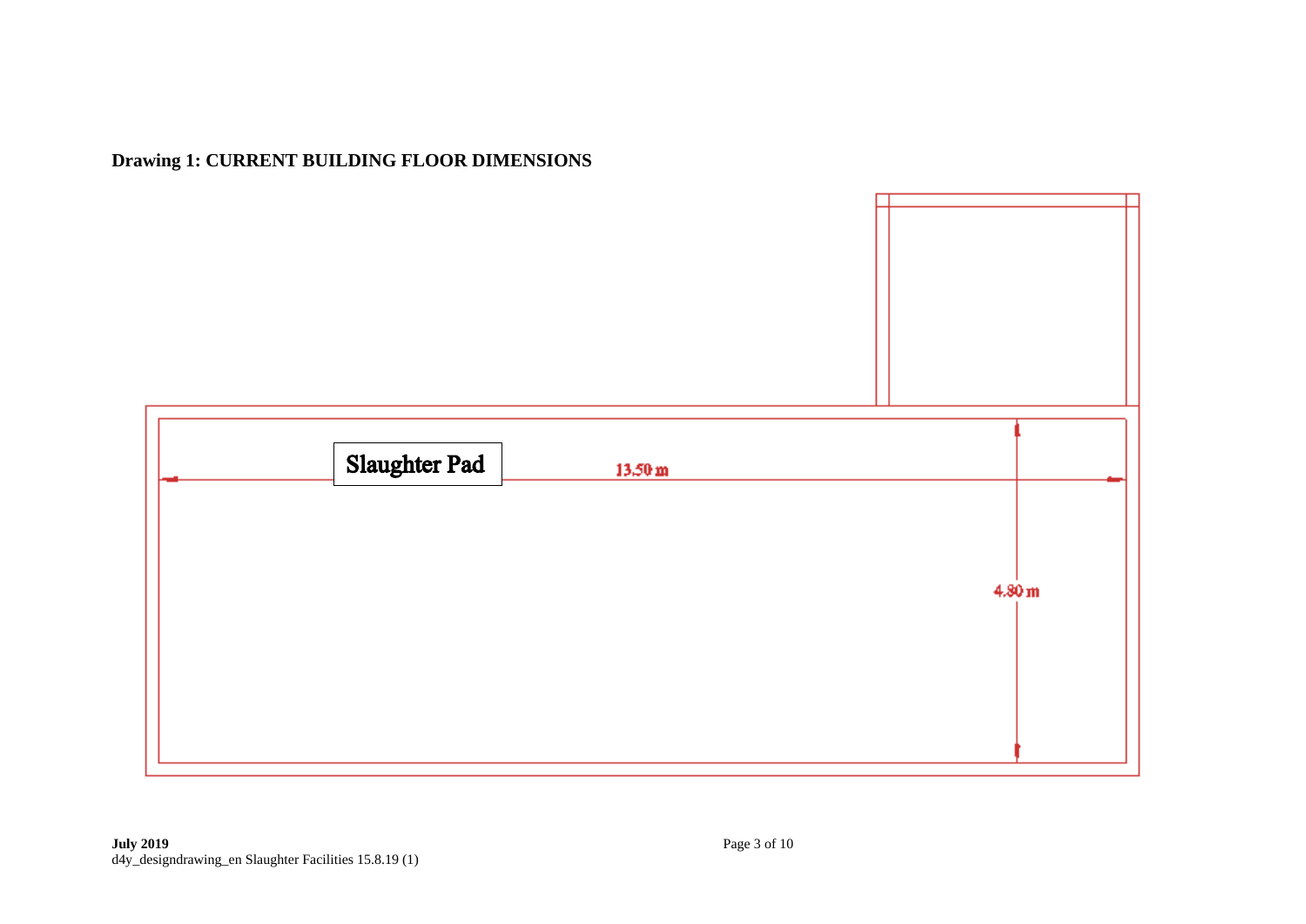**Drawing 1: CURRENT BUILDING FLOOR DIMENSIONS**

Slaughter Pad

13.50 m

4.80 m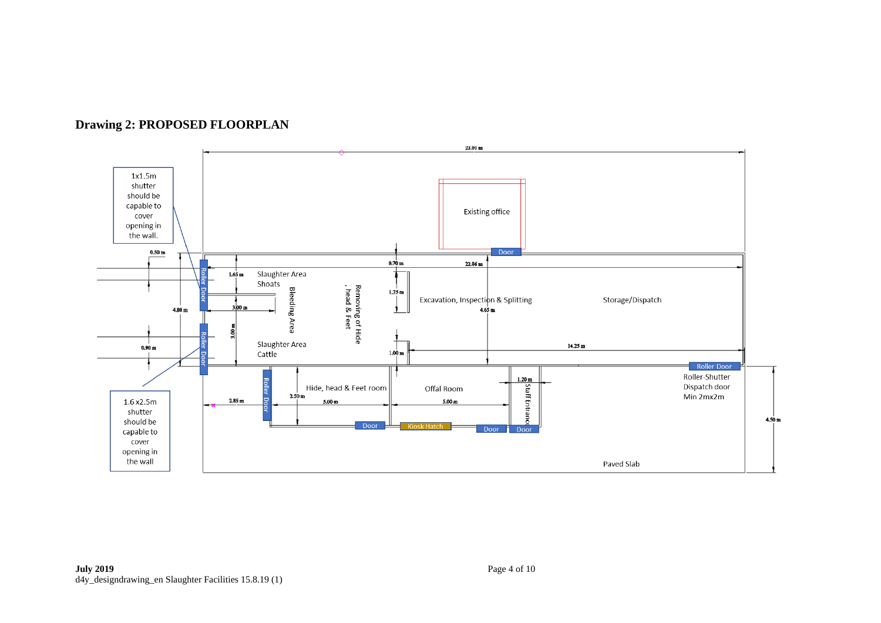**Drawing 2: PROPOSED FLOORPLAN**

23.01 m

Existing office

Door

1x1.5m shutter should be capable to cover opening in the wall.

0.50 m

0.70 m

22.86 m

Roller Door

1.65 m

Slaughter Area Shoats

Bleeding Area

Removing of Hide , head & Feet

1.75 m

Excavation, Inspection & Splitting

Storage/Dispatch

4.80 m

3.00 m

4.65 m

3.00 m

Roller Door

0.90 m

Slaughter Area Cattle

1.00 m

14.25 m

Roller Door

Roller-Shutter Dispatch door Min 2mx2m

1.6 x2.5m shutter should be capable to cover opening in the wall

Roller Door

Hide, head & Feet room

Offal Room

1.20 m

Staff Entrance

2.50 m

2.85 m

5.00 m

5.00 m

4.50 m

Door

Kiosk Hatch

Door

Door

Paved Slab

**July 2019**

d4y_designdrawing_en Slaughter Facilities 15.8.19 (1)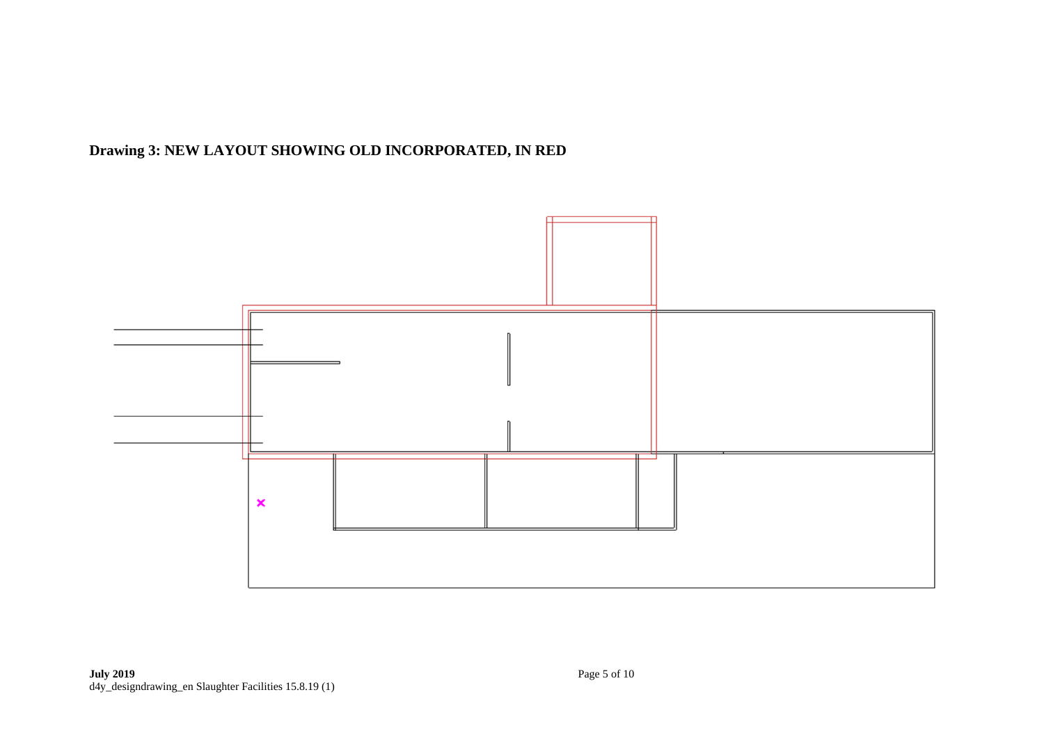**Drawing 3: NEW LAYOUT SHOWING OLD INCORPORATED, IN RED**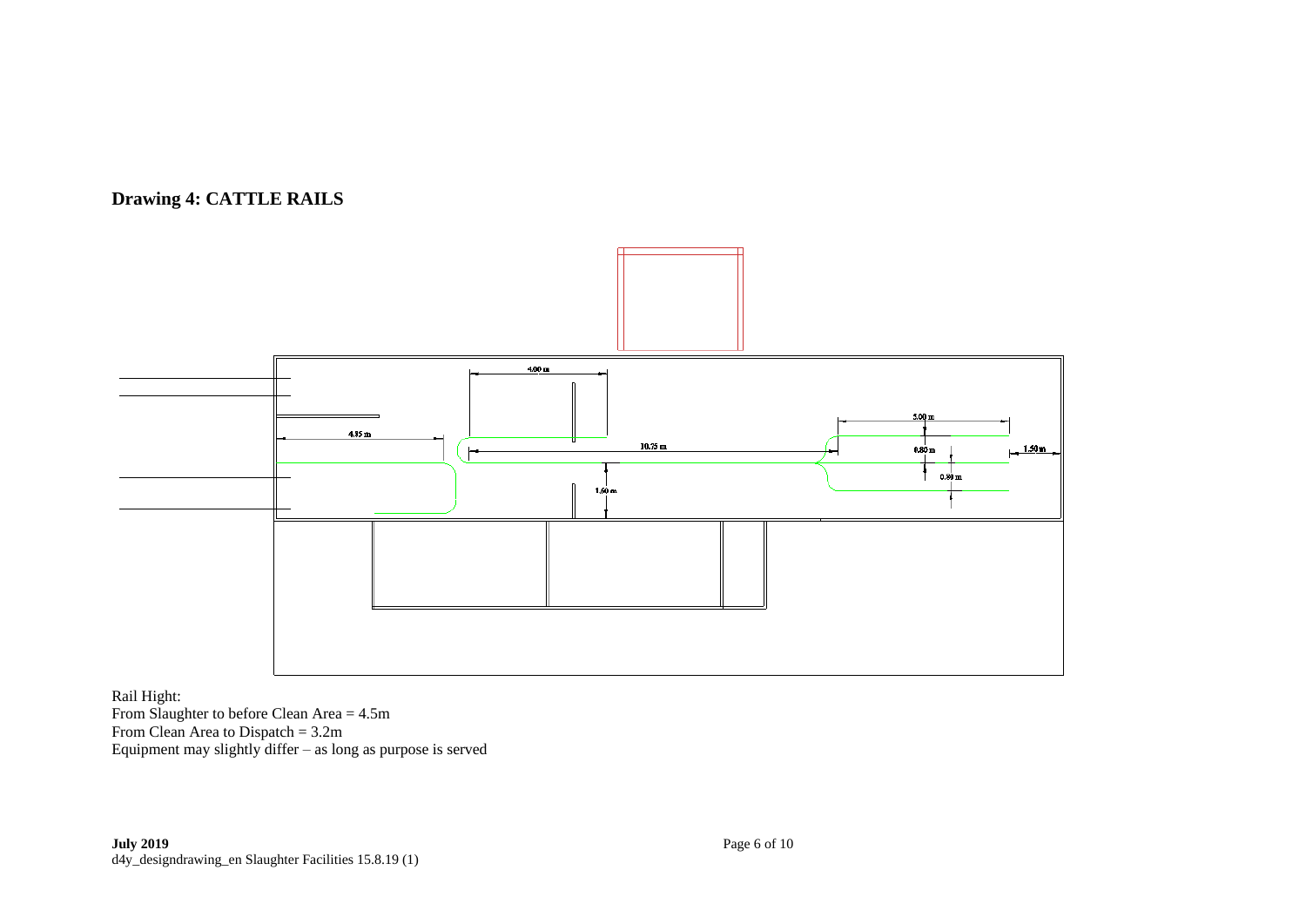## Drawing 4: CATTLE RAILS

4.00 m

5.00 m

4.85 m

10.75 m

0.80 m

1.50 m

0.80 m

1.60 m

Rail Hight:
From Slaughter to before Clean Area = 4.5m
From Clean Area to Dispatch = 3.2m
Equipment may slightly differ – as long as purpose is served

**July 2019**
d4y_designdrawing_en Slaughter Facilities 15.8.19 (1)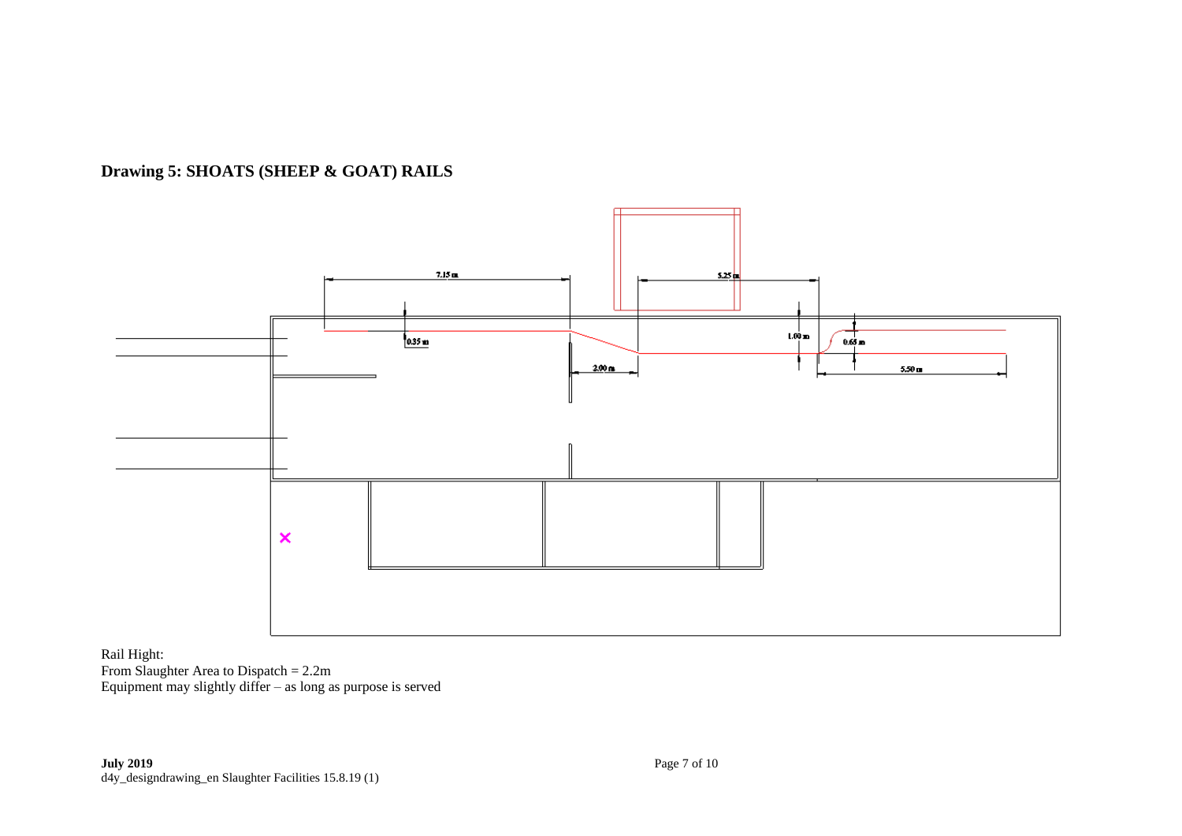**Drawing 5: SHOATS (SHEEP & GOAT) RAILS**

7.15 m

5.25 m

0.35 m

1.00 m

0.65 m

2.00 m

5.50 m

Rail Hight:
From Slaughter Area to Dispatch = 2.2m
Equipment may slightly differ – as long as purpose is served

**July 2019**
d4y_designdrawing_en Slaughter Facilities 15.8.19 (1)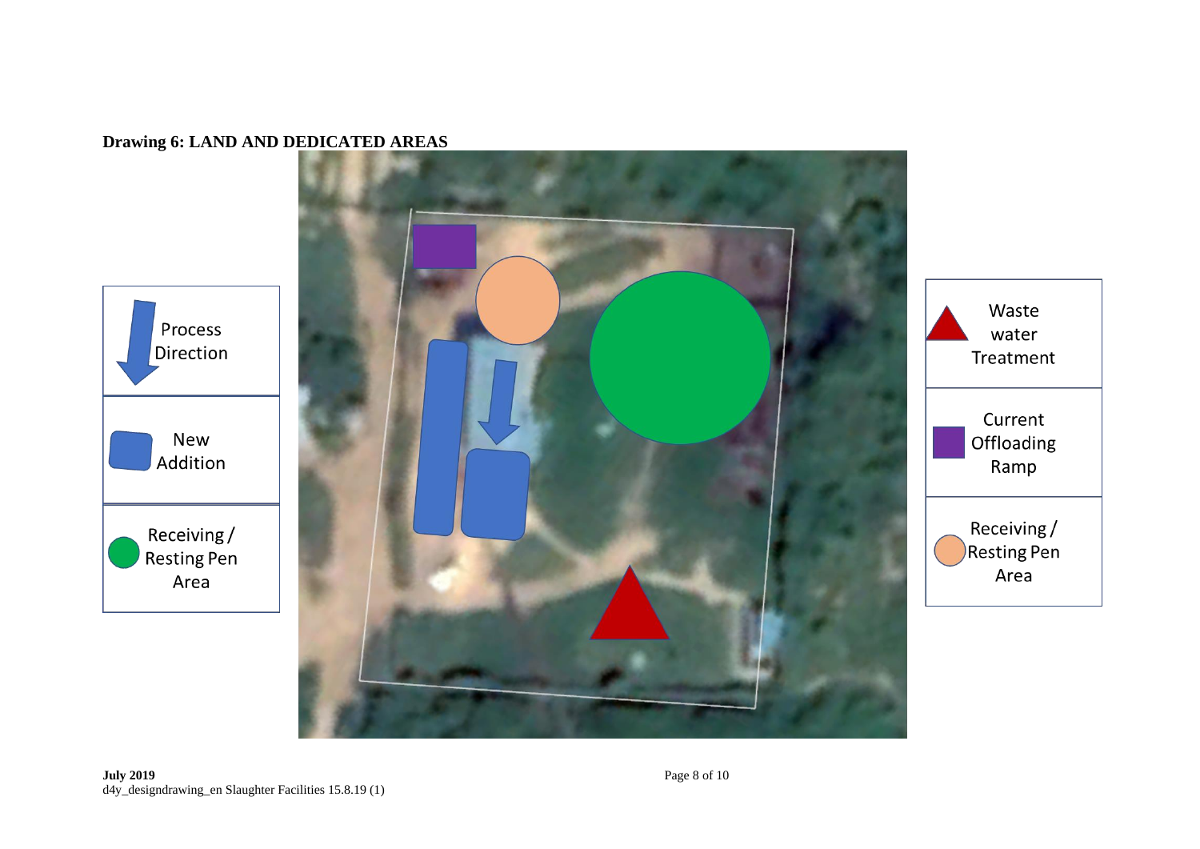**Drawing 6: LAND AND DEDICATED AREAS**

Process Direction

New Addition

Receiving / Resting Pen Area

Waste water Treatment

Current Offloading Ramp

Receiving / Resting Pen Area

**July 2019**
d4y_designdrawing_en Slaughter Facilities 15.8.19 (1)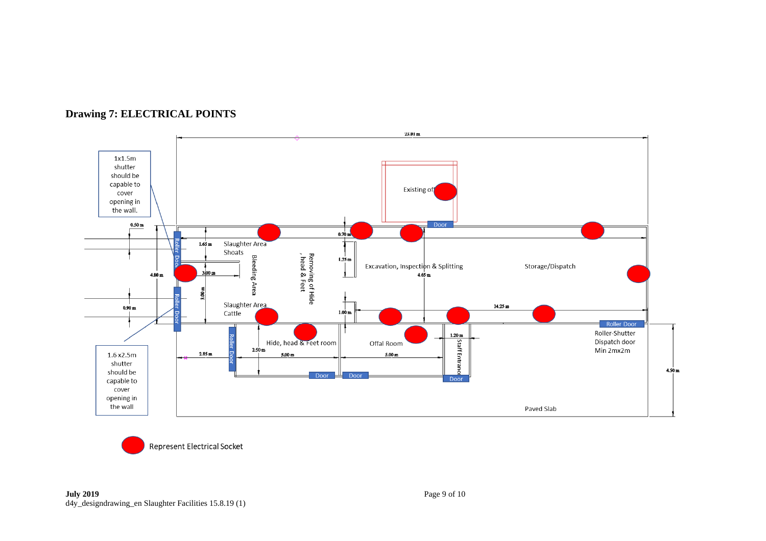**Drawing 7: ELECTRICAL POINTS**

25.01 m

1x1.5m shutter should be capable to cover opening in the wall.

0.50 m

Roller Door

1.65 m

Slaughter Area Shoats

Bleeding Area

Removing of Hide , head & Feet

0.70 m

1.75 m

Existing office

Door

Excavation, Inspection & Splitting

4.65 m

Storage/Dispatch

4.80 m

3.00 m

3.00 m

0.90 m

Roller Door

Slaughter Area Cattle

1.00 m

14.25 m

Roller Door

Roller-Shutter Dispatch door Min 2mx2m

Roller Door

Hide, head & Feet room

2.50 m

Offal Room

1.20 m

Staff Entrance

4.50 m

2.85 m

5.00 m

5.00 m

Door

Door

Door

1.6 x2.5m shutter should be capable to cover opening in the wall

Paved Slab

Represent Electrical Socket

**July 2019**
d4y_designdrawing_en Slaughter Facilities 15.8.19 (1)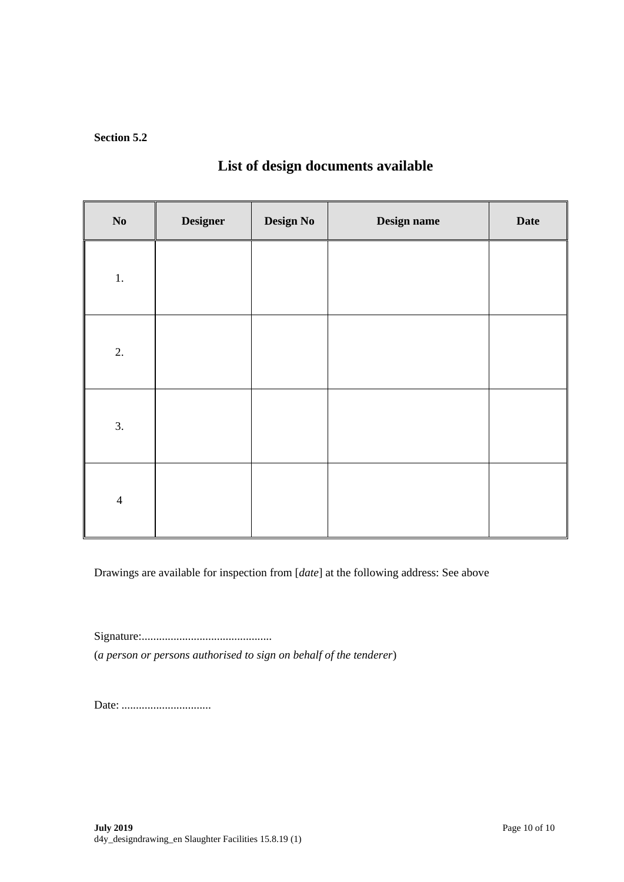**Section 5.2**

# List of design documents available

| No | Designer | Design No | Design name | Date |
|---|---|---|---|---|
| 1. | | | | |
| 2. | | | | |
| 3. | | | | |
| 4 | | | | |

Drawings are available for inspection from [*date*] at the following address: See above

Signature:.............................................

(*a person or persons authorised to sign on behalf of the tenderer*)

Date: ...............................

**July 2019**

d4y_designdrawing_en Slaughter Facilities 15.8.19 (1)